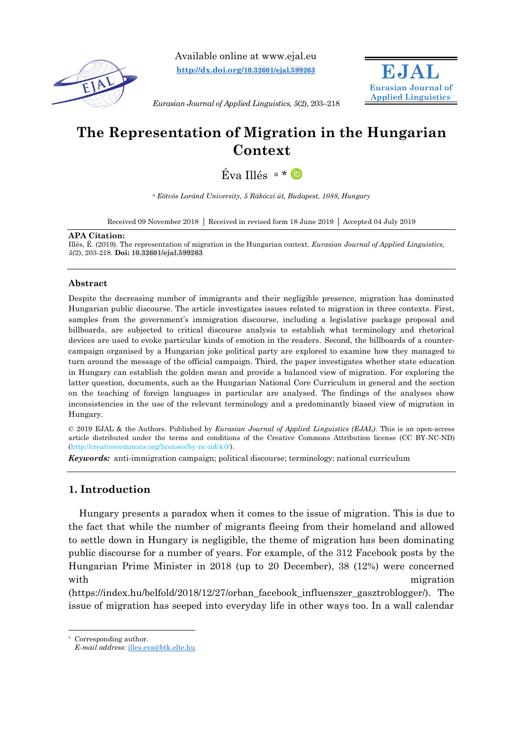Available online at www.ejal.eu

http://dx.doi.org/10.32601/ejal.599263

*Eurasian Journal of Applied Linguistics, 5*(2), 203–218

**EJAL**
**Eurasian Journal of Applied Linguistics**

# The Representation of Migration in the Hungarian Context

Éva Illés [a] *

[a] *Eötvös Loránd University, 5 Rákóczi út, Budapest, 1088, Hungary*

Received 09 November 2018 | Received in revised form 18 June 2019 | Accepted 04 July 2019

**APA Citation:**
Illés, É. (2019). The representation of migration in the Hungarian context. *Eurasian Journal of Applied Linguistics, 5(*2), 203-218. **Doi: 10.32601/ejal.599263**

---

**Abstract**

Despite the decreasing number of immigrants and their negligible presence, migration has dominated Hungarian public discourse. The article investigates issues related to migration in three contexts. First, samples from the government's immigration discourse, including a legislative package proposal and billboards, are subjected to critical discourse analysis to establish what terminology and rhetorical devices are used to evoke particular kinds of emotion in the readers. Second, the billboards of a counter-campaign organised by a Hungarian joke political party are explored to examine how they managed to turn around the message of the official campaign. Third, the paper investigates whether state education in Hungary can establish the golden mean and provide a balanced view of migration. For exploring the latter question, documents, such as the Hungarian National Core Curriculum in general and the section on the teaching of foreign languages in particular are analysed. The findings of the analyses show inconsistencies in the use of the relevant terminology and a predominantly biased view of migration in Hungary.

© 2019 EJAL & the Authors. Published by *Eurasian Journal of Applied Linguistics (EJAL)*. This is an open-access article distributed under the terms and conditions of the Creative Commons Attribution license (CC BY-NC-ND) (http://creativecommons.org/licenses/by-nc-nd/4.0/).

***Keywords:*** anti-immigration campaign; political discourse; terminology; national curriculum

---

## 1. Introduction

Hungary presents a paradox when it comes to the issue of migration. This is due to the fact that while the number of migrants fleeing from their homeland and allowed to settle down in Hungary is negligible, the theme of migration has been dominating public discourse for a number of years. For example, of the 312 Facebook posts by the Hungarian Prime Minister in 2018 (up to 20 December), 38 (12%) were concerned with migration (https://index.hu/belfold/2018/12/27/orban_facebook_influenszer_gasztroblogger/). The issue of migration has seeped into everyday life in other ways too. In a wall calendar

---

* Corresponding author.
*E-mail address*: illes.eva@btk.elte.hu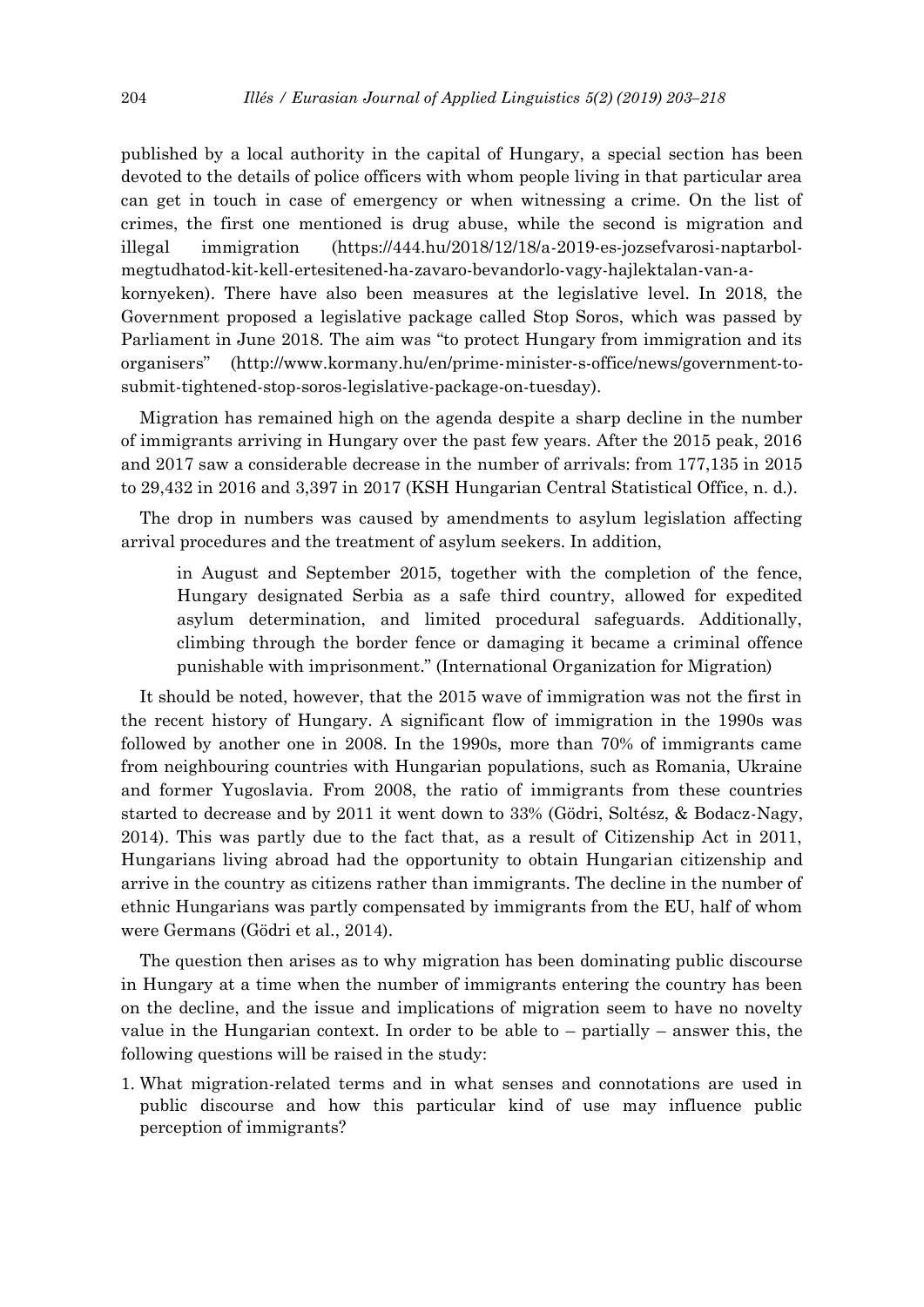published by a local authority in the capital of Hungary, a special section has been devoted to the details of police officers with whom people living in that particular area can get in touch in case of emergency or when witnessing a crime. On the list of crimes, the first one mentioned is drug abuse, while the second is migration and illegal immigration (https://444.hu/2018/12/18/a-2019-es-jozsefvarosi-naptarbol-megtudhatod-kit-kell-ertesitened-ha-zavaro-bevandorlo-vagy-hajlektalan-van-a-kornyeken). There have also been measures at the legislative level. In 2018, the Government proposed a legislative package called Stop Soros, which was passed by Parliament in June 2018. The aim was "to protect Hungary from immigration and its organisers" (http://www.kormany.hu/en/prime-minister-s-office/news/government-to-submit-tightened-stop-soros-legislative-package-on-tuesday).

Migration has remained high on the agenda despite a sharp decline in the number of immigrants arriving in Hungary over the past few years. After the 2015 peak, 2016 and 2017 saw a considerable decrease in the number of arrivals: from 177,135 in 2015 to 29,432 in 2016 and 3,397 in 2017 (KSH Hungarian Central Statistical Office, n. d.).

The drop in numbers was caused by amendments to asylum legislation affecting arrival procedures and the treatment of asylum seekers. In addition,

> in August and September 2015, together with the completion of the fence, Hungary designated Serbia as a safe third country, allowed for expedited asylum determination, and limited procedural safeguards. Additionally, climbing through the border fence or damaging it became a criminal offence punishable with imprisonment." (International Organization for Migration)

It should be noted, however, that the 2015 wave of immigration was not the first in the recent history of Hungary. A significant flow of immigration in the 1990s was followed by another one in 2008. In the 1990s, more than 70% of immigrants came from neighbouring countries with Hungarian populations, such as Romania, Ukraine and former Yugoslavia. From 2008, the ratio of immigrants from these countries started to decrease and by 2011 it went down to 33% (Gödri, Soltész, & Bodacz-Nagy, 2014). This was partly due to the fact that, as a result of Citizenship Act in 2011, Hungarians living abroad had the opportunity to obtain Hungarian citizenship and arrive in the country as citizens rather than immigrants. The decline in the number of ethnic Hungarians was partly compensated by immigrants from the EU, half of whom were Germans (Gödri et al., 2014).

The question then arises as to why migration has been dominating public discourse in Hungary at a time when the number of immigrants entering the country has been on the decline, and the issue and implications of migration seem to have no novelty value in the Hungarian context. In order to be able to – partially – answer this, the following questions will be raised in the study:

1. What migration-related terms and in what senses and connotations are used in public discourse and how this particular kind of use may influence public perception of immigrants?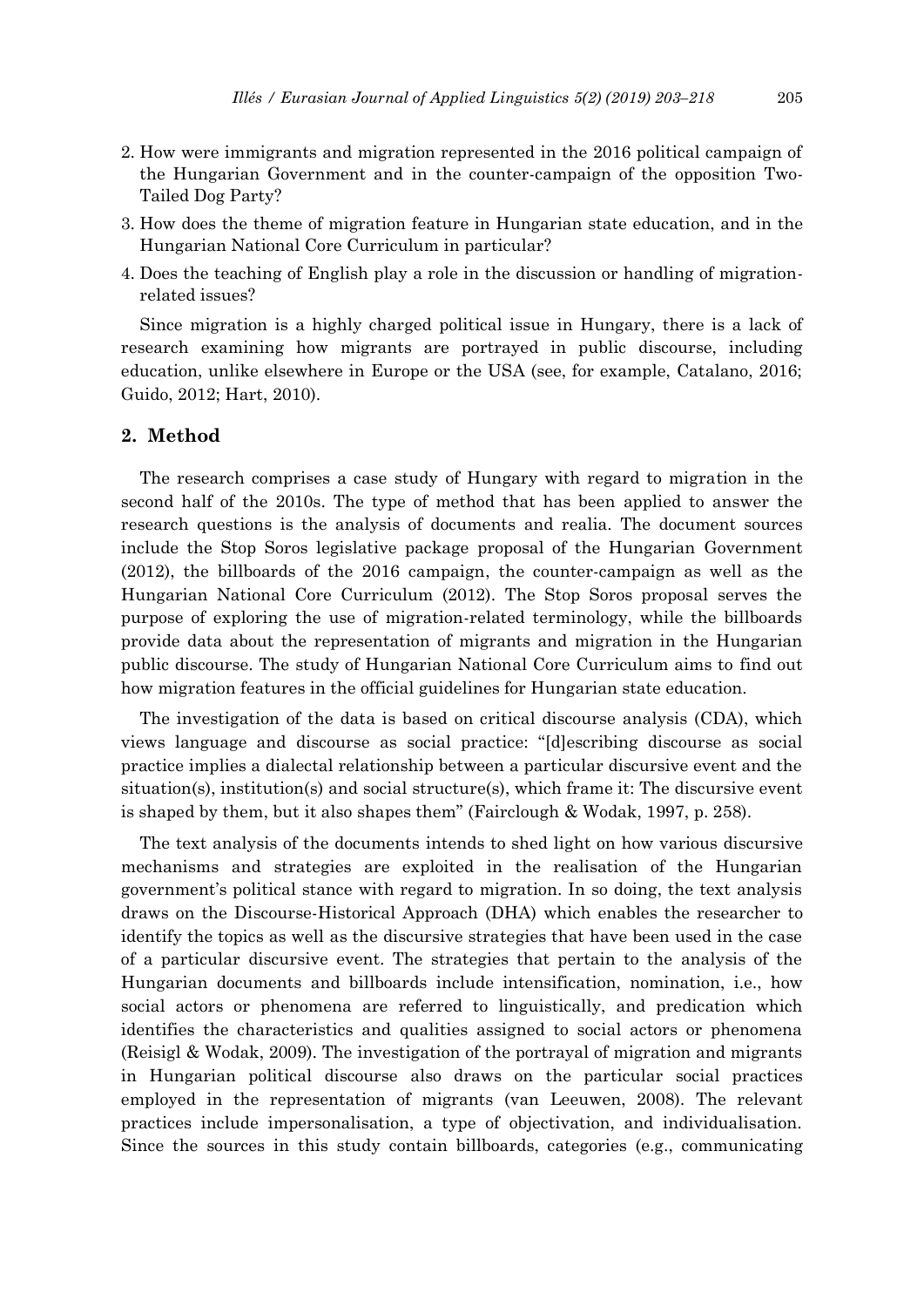2. How were immigrants and migration represented in the 2016 political campaign of the Hungarian Government and in the counter-campaign of the opposition Two-Tailed Dog Party?
3. How does the theme of migration feature in Hungarian state education, and in the Hungarian National Core Curriculum in particular?
4. Does the teaching of English play a role in the discussion or handling of migration-related issues?

Since migration is a highly charged political issue in Hungary, there is a lack of research examining how migrants are portrayed in public discourse, including education, unlike elsewhere in Europe or the USA (see, for example, Catalano, 2016; Guido, 2012; Hart, 2010).

## 2. Method

The research comprises a case study of Hungary with regard to migration in the second half of the 2010s. The type of method that has been applied to answer the research questions is the analysis of documents and realia. The document sources include the Stop Soros legislative package proposal of the Hungarian Government (2012), the billboards of the 2016 campaign, the counter-campaign as well as the Hungarian National Core Curriculum (2012). The Stop Soros proposal serves the purpose of exploring the use of migration-related terminology, while the billboards provide data about the representation of migrants and migration in the Hungarian public discourse. The study of Hungarian National Core Curriculum aims to find out how migration features in the official guidelines for Hungarian state education.

The investigation of the data is based on critical discourse analysis (CDA), which views language and discourse as social practice: "[d]escribing discourse as social practice implies a dialectal relationship between a particular discursive event and the situation(s), institution(s) and social structure(s), which frame it: The discursive event is shaped by them, but it also shapes them" (Fairclough & Wodak, 1997, p. 258).

The text analysis of the documents intends to shed light on how various discursive mechanisms and strategies are exploited in the realisation of the Hungarian government's political stance with regard to migration. In so doing, the text analysis draws on the Discourse-Historical Approach (DHA) which enables the researcher to identify the topics as well as the discursive strategies that have been used in the case of a particular discursive event. The strategies that pertain to the analysis of the Hungarian documents and billboards include intensification, nomination, i.e., how social actors or phenomena are referred to linguistically, and predication which identifies the characteristics and qualities assigned to social actors or phenomena (Reisigl & Wodak, 2009). The investigation of the portrayal of migration and migrants in Hungarian political discourse also draws on the particular social practices employed in the representation of migrants (van Leeuwen, 2008). The relevant practices include impersonalisation, a type of objectivation, and individualisation. Since the sources in this study contain billboards, categories (e.g., communicating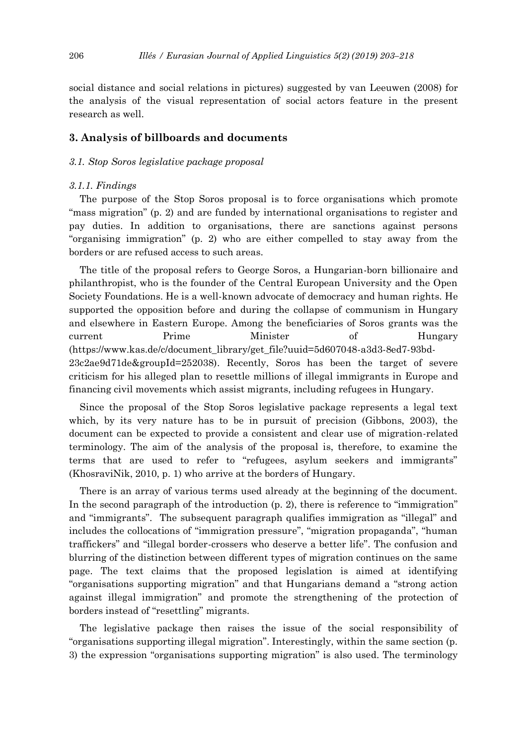social distance and social relations in pictures) suggested by van Leeuwen (2008) for the analysis of the visual representation of social actors feature in the present research as well.

## 3. Analysis of billboards and documents

### *3.1. Stop Soros legislative package proposal*

#### *3.1.1. Findings*

The purpose of the Stop Soros proposal is to force organisations which promote "mass migration" (p. 2) and are funded by international organisations to register and pay duties. In addition to organisations, there are sanctions against persons "organising immigration" (p. 2) who are either compelled to stay away from the borders or are refused access to such areas.

The title of the proposal refers to George Soros, a Hungarian-born billionaire and philanthropist, who is the founder of the Central European University and the Open Society Foundations. He is a well-known advocate of democracy and human rights. He supported the opposition before and during the collapse of communism in Hungary and elsewhere in Eastern Europe. Among the beneficiaries of Soros grants was the current Prime Minister of Hungary (https://www.kas.de/c/document_library/get_file?uuid=5d607048-a3d3-8ed7-93bd-23c2ae9d71de&groupId=252038). Recently, Soros has been the target of severe criticism for his alleged plan to resettle millions of illegal immigrants in Europe and financing civil movements which assist migrants, including refugees in Hungary.

Since the proposal of the Stop Soros legislative package represents a legal text which, by its very nature has to be in pursuit of precision (Gibbons, 2003), the document can be expected to provide a consistent and clear use of migration-related terminology. The aim of the analysis of the proposal is, therefore, to examine the terms that are used to refer to "refugees, asylum seekers and immigrants" (KhosraviNik, 2010, p. 1) who arrive at the borders of Hungary.

There is an array of various terms used already at the beginning of the document. In the second paragraph of the introduction (p. 2), there is reference to "immigration" and "immigrants". The subsequent paragraph qualifies immigration as "illegal" and includes the collocations of "immigration pressure", "migration propaganda", "human traffickers" and "illegal border-crossers who deserve a better life". The confusion and blurring of the distinction between different types of migration continues on the same page. The text claims that the proposed legislation is aimed at identifying "organisations supporting migration" and that Hungarians demand a "strong action against illegal immigration" and promote the strengthening of the protection of borders instead of "resettling" migrants.

The legislative package then raises the issue of the social responsibility of "organisations supporting illegal migration". Interestingly, within the same section (p. 3) the expression "organisations supporting migration" is also used. The terminology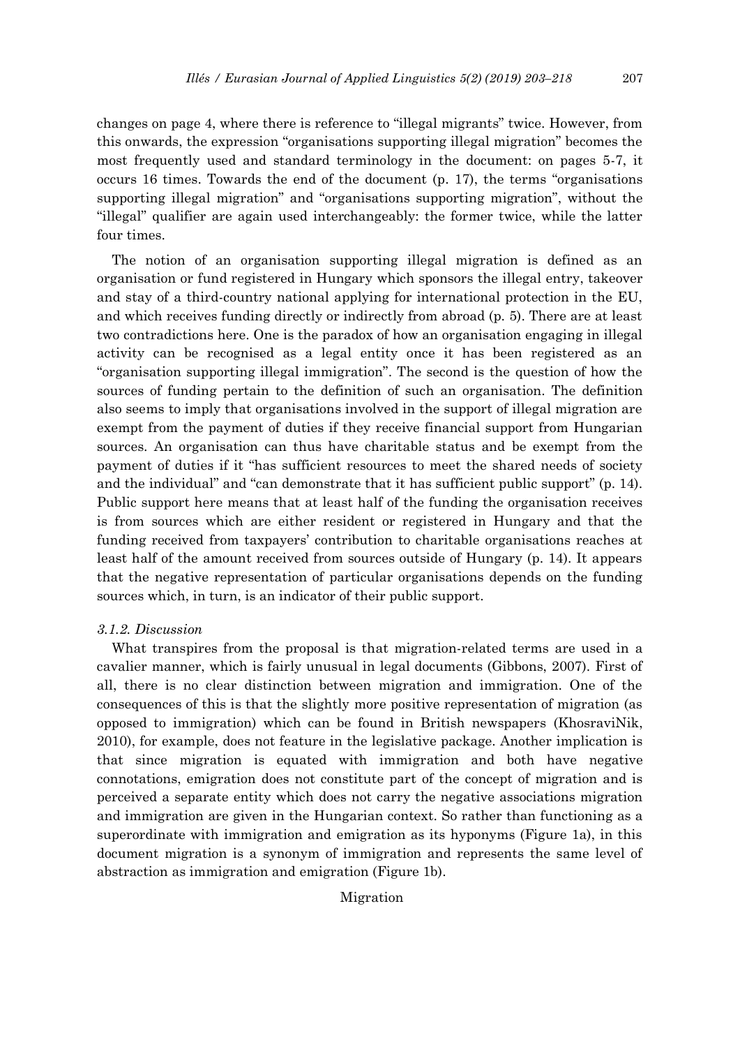changes on page 4, where there is reference to "illegal migrants" twice. However, from this onwards, the expression "organisations supporting illegal migration" becomes the most frequently used and standard terminology in the document: on pages 5-7, it occurs 16 times. Towards the end of the document (p. 17), the terms "organisations supporting illegal migration" and "organisations supporting migration", without the "illegal" qualifier are again used interchangeably: the former twice, while the latter four times.

The notion of an organisation supporting illegal migration is defined as an organisation or fund registered in Hungary which sponsors the illegal entry, takeover and stay of a third-country national applying for international protection in the EU, and which receives funding directly or indirectly from abroad (p. 5). There are at least two contradictions here. One is the paradox of how an organisation engaging in illegal activity can be recognised as a legal entity once it has been registered as an "organisation supporting illegal immigration". The second is the question of how the sources of funding pertain to the definition of such an organisation. The definition also seems to imply that organisations involved in the support of illegal migration are exempt from the payment of duties if they receive financial support from Hungarian sources. An organisation can thus have charitable status and be exempt from the payment of duties if it "has sufficient resources to meet the shared needs of society and the individual" and "can demonstrate that it has sufficient public support" (p. 14). Public support here means that at least half of the funding the organisation receives is from sources which are either resident or registered in Hungary and that the funding received from taxpayers' contribution to charitable organisations reaches at least half of the amount received from sources outside of Hungary (p. 14). It appears that the negative representation of particular organisations depends on the funding sources which, in turn, is an indicator of their public support.

### *3.1.2. Discussion*

What transpires from the proposal is that migration-related terms are used in a cavalier manner, which is fairly unusual in legal documents (Gibbons, 2007). First of all, there is no clear distinction between migration and immigration. One of the consequences of this is that the slightly more positive representation of migration (as opposed to immigration) which can be found in British newspapers (KhosraviNik, 2010), for example, does not feature in the legislative package. Another implication is that since migration is equated with immigration and both have negative connotations, emigration does not constitute part of the concept of migration and is perceived a separate entity which does not carry the negative associations migration and immigration are given in the Hungarian context. So rather than functioning as a superordinate with immigration and emigration as its hyponyms (Figure 1a), in this document migration is a synonym of immigration and represents the same level of abstraction as immigration and emigration (Figure 1b).

Migration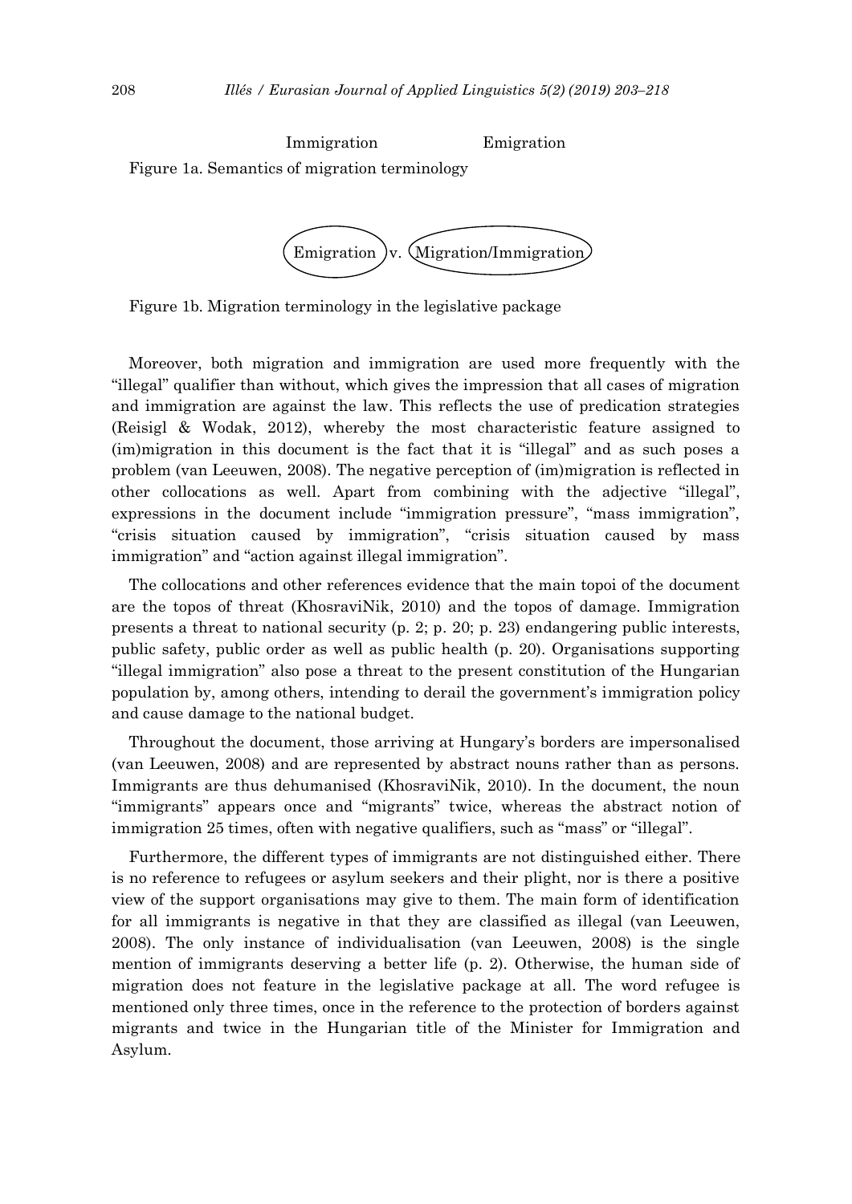Immigration Emigration

Figure 1a. Semantics of migration terminology

Emigration v. Migration/Immigration

Figure 1b. Migration terminology in the legislative package

Moreover, both migration and immigration are used more frequently with the "illegal" qualifier than without, which gives the impression that all cases of migration and immigration are against the law. This reflects the use of predication strategies (Reisigl & Wodak, 2012), whereby the most characteristic feature assigned to (im)migration in this document is the fact that it is "illegal" and as such poses a problem (van Leeuwen, 2008). The negative perception of (im)migration is reflected in other collocations as well. Apart from combining with the adjective "illegal", expressions in the document include "immigration pressure", "mass immigration", "crisis situation caused by immigration", "crisis situation caused by mass immigration" and "action against illegal immigration".

The collocations and other references evidence that the main topoi of the document are the topos of threat (KhosraviNik, 2010) and the topos of damage. Immigration presents a threat to national security (p. 2; p. 20; p. 23) endangering public interests, public safety, public order as well as public health (p. 20). Organisations supporting "illegal immigration" also pose a threat to the present constitution of the Hungarian population by, among others, intending to derail the government's immigration policy and cause damage to the national budget.

Throughout the document, those arriving at Hungary's borders are impersonalised (van Leeuwen, 2008) and are represented by abstract nouns rather than as persons. Immigrants are thus dehumanised (KhosraviNik, 2010). In the document, the noun "immigrants" appears once and "migrants" twice, whereas the abstract notion of immigration 25 times, often with negative qualifiers, such as "mass" or "illegal".

Furthermore, the different types of immigrants are not distinguished either. There is no reference to refugees or asylum seekers and their plight, nor is there a positive view of the support organisations may give to them. The main form of identification for all immigrants is negative in that they are classified as illegal (van Leeuwen, 2008). The only instance of individualisation (van Leeuwen, 2008) is the single mention of immigrants deserving a better life (p. 2). Otherwise, the human side of migration does not feature in the legislative package at all. The word refugee is mentioned only three times, once in the reference to the protection of borders against migrants and twice in the Hungarian title of the Minister for Immigration and Asylum.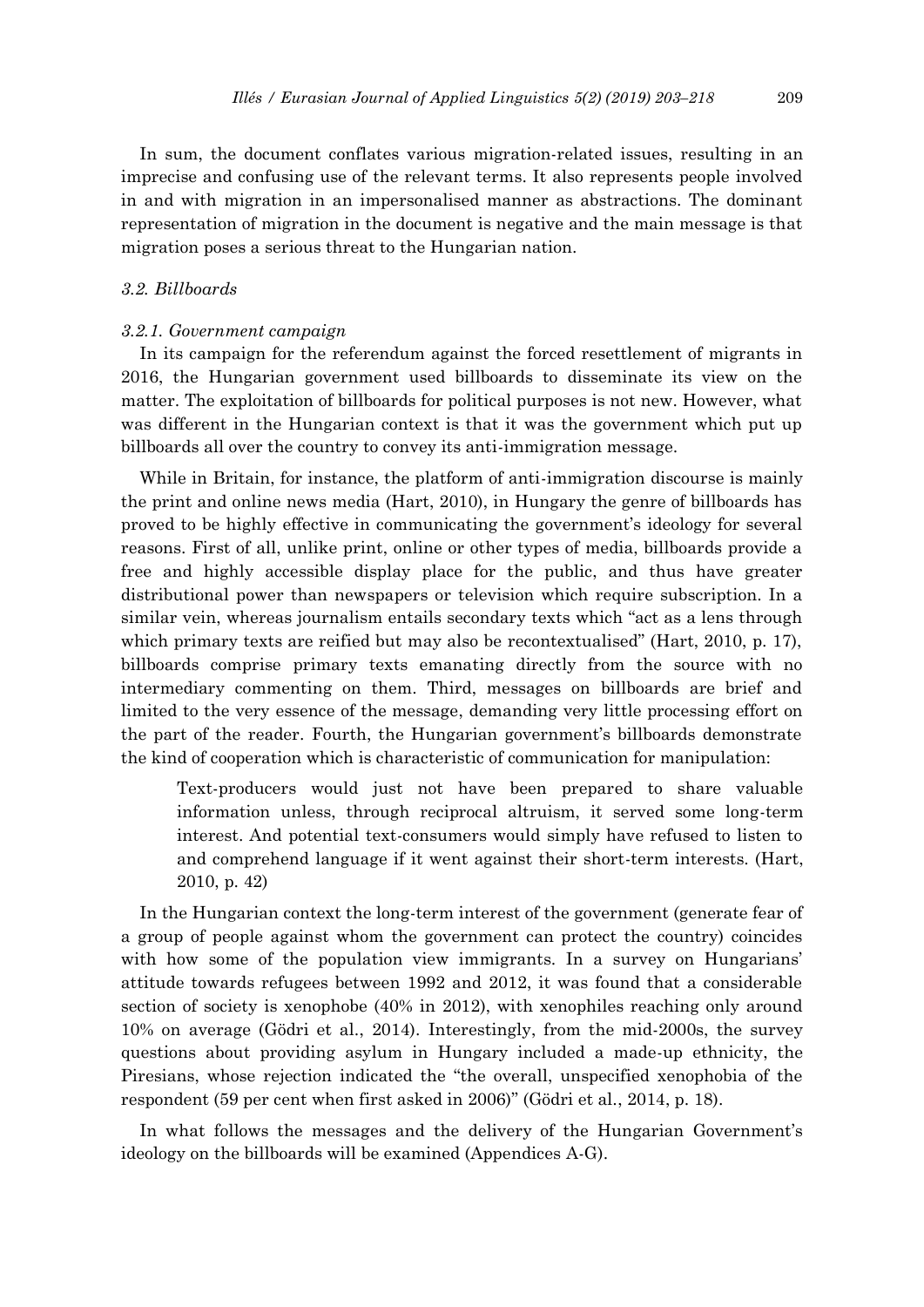In sum, the document conflates various migration-related issues, resulting in an imprecise and confusing use of the relevant terms. It also represents people involved in and with migration in an impersonalised manner as abstractions. The dominant representation of migration in the document is negative and the main message is that migration poses a serious threat to the Hungarian nation.

### *3.2. Billboards*

#### *3.2.1. Government campaign*

In its campaign for the referendum against the forced resettlement of migrants in 2016, the Hungarian government used billboards to disseminate its view on the matter. The exploitation of billboards for political purposes is not new. However, what was different in the Hungarian context is that it was the government which put up billboards all over the country to convey its anti-immigration message.

While in Britain, for instance, the platform of anti-immigration discourse is mainly the print and online news media (Hart, 2010), in Hungary the genre of billboards has proved to be highly effective in communicating the government's ideology for several reasons. First of all, unlike print, online or other types of media, billboards provide a free and highly accessible display place for the public, and thus have greater distributional power than newspapers or television which require subscription. In a similar vein, whereas journalism entails secondary texts which "act as a lens through which primary texts are reified but may also be recontextualised" (Hart, 2010, p. 17), billboards comprise primary texts emanating directly from the source with no intermediary commenting on them. Third, messages on billboards are brief and limited to the very essence of the message, demanding very little processing effort on the part of the reader. Fourth, the Hungarian government's billboards demonstrate the kind of cooperation which is characteristic of communication for manipulation:

> Text-producers would just not have been prepared to share valuable information unless, through reciprocal altruism, it served some long-term interest. And potential text-consumers would simply have refused to listen to and comprehend language if it went against their short-term interests. (Hart, 2010, p. 42)

In the Hungarian context the long-term interest of the government (generate fear of a group of people against whom the government can protect the country) coincides with how some of the population view immigrants. In a survey on Hungarians' attitude towards refugees between 1992 and 2012, it was found that a considerable section of society is xenophobe (40% in 2012), with xenophiles reaching only around 10% on average (Gödri et al., 2014). Interestingly, from the mid-2000s, the survey questions about providing asylum in Hungary included a made-up ethnicity, the Piresians, whose rejection indicated the "the overall, unspecified xenophobia of the respondent (59 per cent when first asked in 2006)" (Gödri et al., 2014, p. 18).

In what follows the messages and the delivery of the Hungarian Government's ideology on the billboards will be examined (Appendices A-G).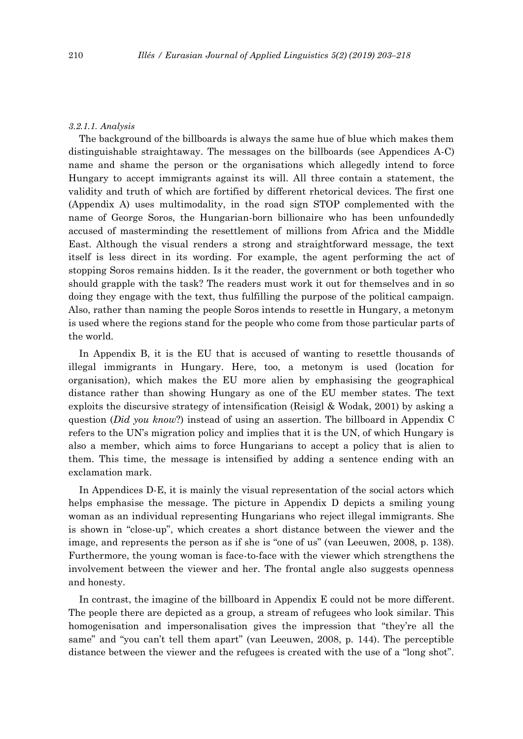#### *3.2.1.1. Analysis*

The background of the billboards is always the same hue of blue which makes them distinguishable straightaway. The messages on the billboards (see Appendices A-C) name and shame the person or the organisations which allegedly intend to force Hungary to accept immigrants against its will. All three contain a statement, the validity and truth of which are fortified by different rhetorical devices. The first one (Appendix A) uses multimodality, in the road sign STOP complemented with the name of George Soros, the Hungarian-born billionaire who has been unfoundedly accused of masterminding the resettlement of millions from Africa and the Middle East. Although the visual renders a strong and straightforward message, the text itself is less direct in its wording. For example, the agent performing the act of stopping Soros remains hidden. Is it the reader, the government or both together who should grapple with the task? The readers must work it out for themselves and in so doing they engage with the text, thus fulfilling the purpose of the political campaign. Also, rather than naming the people Soros intends to resettle in Hungary, a metonym is used where the regions stand for the people who come from those particular parts of the world.

In Appendix B, it is the EU that is accused of wanting to resettle thousands of illegal immigrants in Hungary. Here, too, a metonym is used (location for organisation), which makes the EU more alien by emphasising the geographical distance rather than showing Hungary as one of the EU member states. The text exploits the discursive strategy of intensification (Reisigl & Wodak, 2001) by asking a question (*Did you know*?) instead of using an assertion. The billboard in Appendix C refers to the UN's migration policy and implies that it is the UN, of which Hungary is also a member, which aims to force Hungarians to accept a policy that is alien to them. This time, the message is intensified by adding a sentence ending with an exclamation mark.

In Appendices D-E, it is mainly the visual representation of the social actors which helps emphasise the message. The picture in Appendix D depicts a smiling young woman as an individual representing Hungarians who reject illegal immigrants. She is shown in "close-up", which creates a short distance between the viewer and the image, and represents the person as if she is "one of us" (van Leeuwen, 2008, p. 138). Furthermore, the young woman is face-to-face with the viewer which strengthens the involvement between the viewer and her. The frontal angle also suggests openness and honesty.

In contrast, the imagine of the billboard in Appendix E could not be more different. The people there are depicted as a group, a stream of refugees who look similar. This homogenisation and impersonalisation gives the impression that "they're all the same" and "you can't tell them apart" (van Leeuwen, 2008, p. 144). The perceptible distance between the viewer and the refugees is created with the use of a "long shot".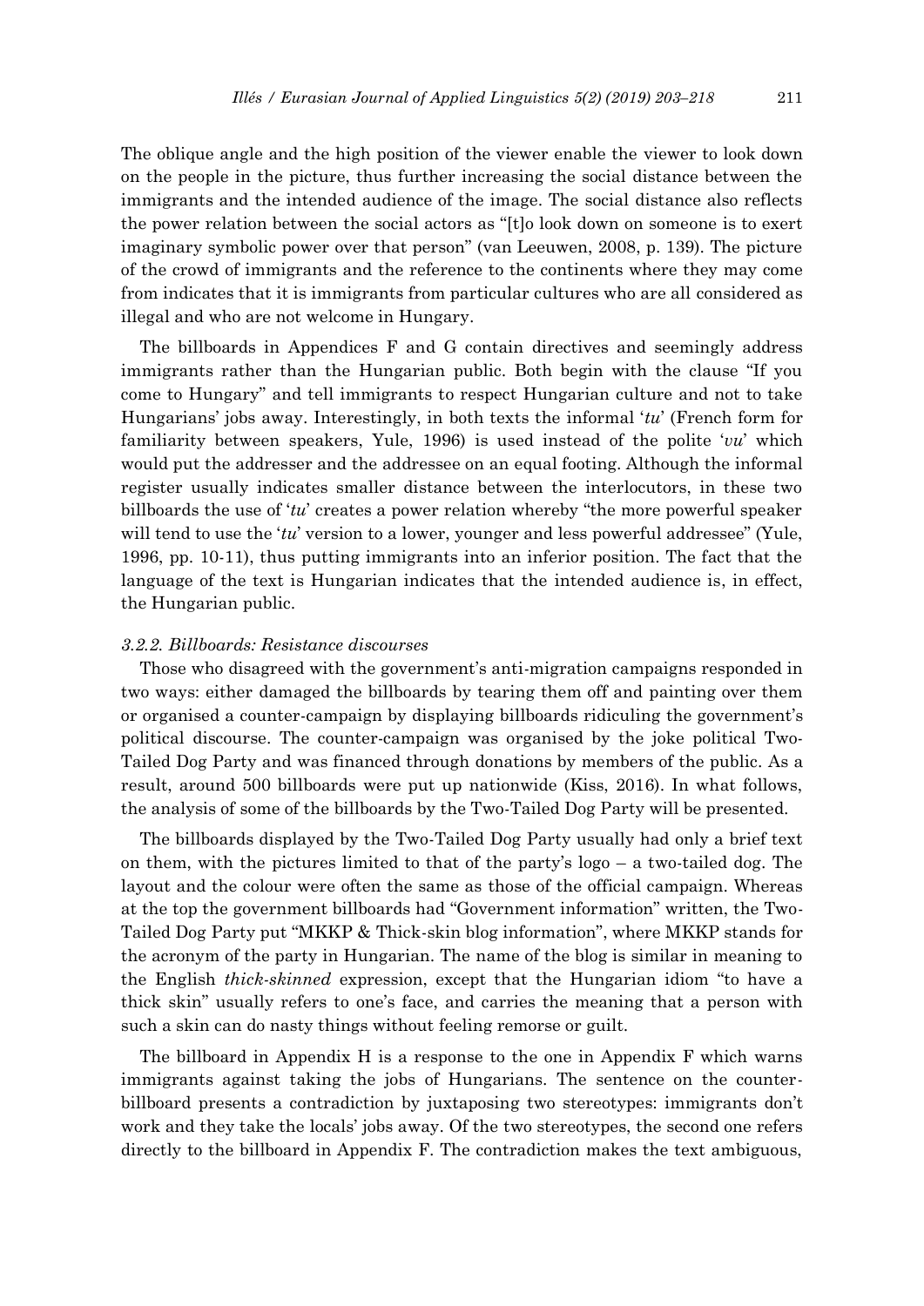The oblique angle and the high position of the viewer enable the viewer to look down on the people in the picture, thus further increasing the social distance between the immigrants and the intended audience of the image. The social distance also reflects the power relation between the social actors as "[t]o look down on someone is to exert imaginary symbolic power over that person" (van Leeuwen, 2008, p. 139). The picture of the crowd of immigrants and the reference to the continents where they may come from indicates that it is immigrants from particular cultures who are all considered as illegal and who are not welcome in Hungary.

The billboards in Appendices F and G contain directives and seemingly address immigrants rather than the Hungarian public. Both begin with the clause "If you come to Hungary" and tell immigrants to respect Hungarian culture and not to take Hungarians' jobs away. Interestingly, in both texts the informal '*tu*' (French form for familiarity between speakers, Yule, 1996) is used instead of the polite '*vu*' which would put the addresser and the addressee on an equal footing. Although the informal register usually indicates smaller distance between the interlocutors, in these two billboards the use of '*tu*' creates a power relation whereby "the more powerful speaker will tend to use the '*tu*' version to a lower, younger and less powerful addressee" (Yule, 1996, pp. 10-11), thus putting immigrants into an inferior position. The fact that the language of the text is Hungarian indicates that the intended audience is, in effect, the Hungarian public.

#### *3.2.2. Billboards: Resistance discourses*

Those who disagreed with the government's anti-migration campaigns responded in two ways: either damaged the billboards by tearing them off and painting over them or organised a counter-campaign by displaying billboards ridiculing the government's political discourse. The counter-campaign was organised by the joke political Two-Tailed Dog Party and was financed through donations by members of the public. As a result, around 500 billboards were put up nationwide (Kiss, 2016). In what follows, the analysis of some of the billboards by the Two-Tailed Dog Party will be presented.

The billboards displayed by the Two-Tailed Dog Party usually had only a brief text on them, with the pictures limited to that of the party's logo – a two-tailed dog. The layout and the colour were often the same as those of the official campaign. Whereas at the top the government billboards had "Government information" written, the Two-Tailed Dog Party put "MKKP & Thick-skin blog information", where MKKP stands for the acronym of the party in Hungarian. The name of the blog is similar in meaning to the English *thick-skinned* expression, except that the Hungarian idiom "to have a thick skin" usually refers to one's face, and carries the meaning that a person with such a skin can do nasty things without feeling remorse or guilt.

The billboard in Appendix H is a response to the one in Appendix F which warns immigrants against taking the jobs of Hungarians. The sentence on the counter-billboard presents a contradiction by juxtaposing two stereotypes: immigrants don't work and they take the locals' jobs away. Of the two stereotypes, the second one refers directly to the billboard in Appendix F. The contradiction makes the text ambiguous,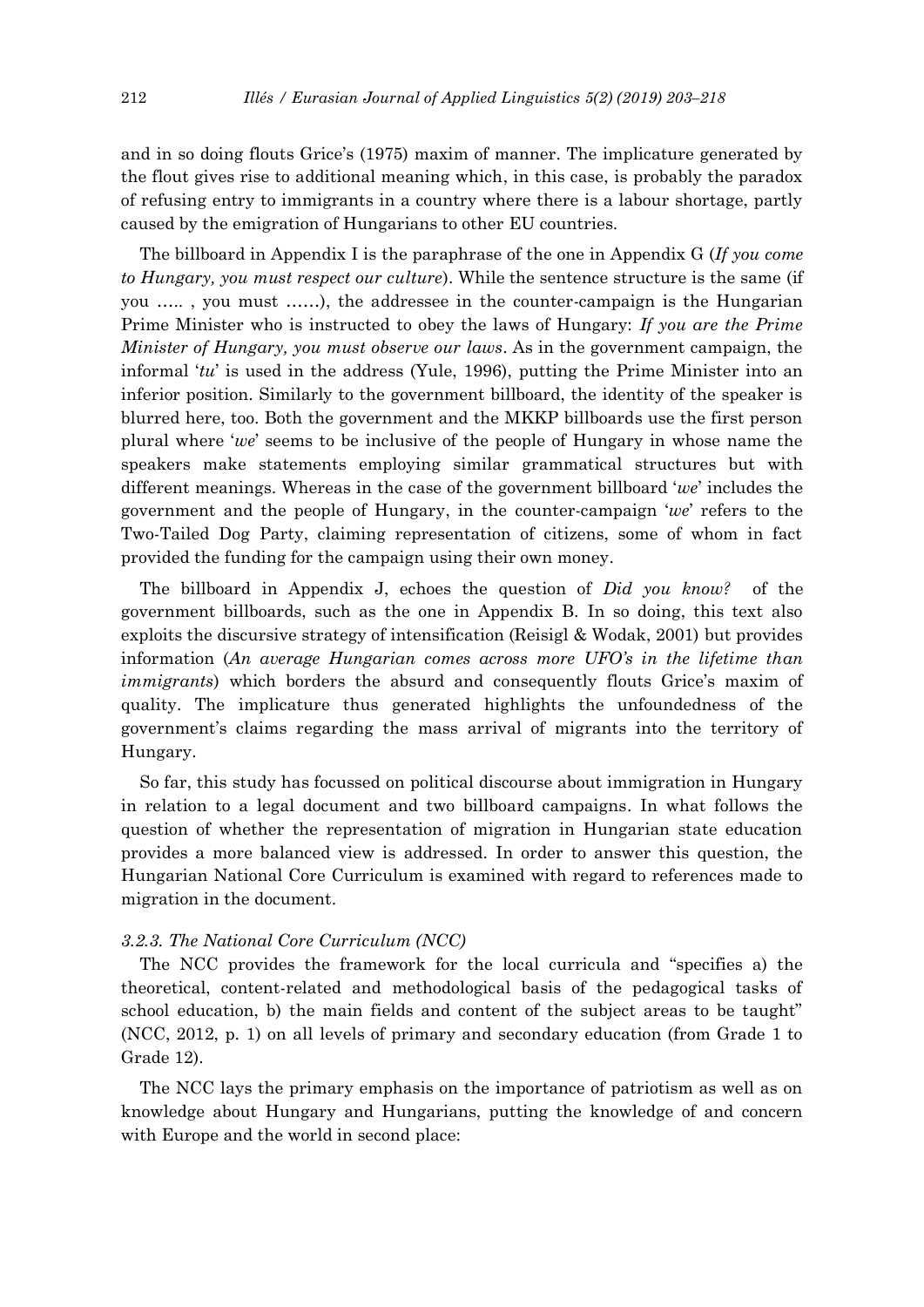and in so doing flouts Grice's (1975) maxim of manner. The implicature generated by the flout gives rise to additional meaning which, in this case, is probably the paradox of refusing entry to immigrants in a country where there is a labour shortage, partly caused by the emigration of Hungarians to other EU countries.

The billboard in Appendix I is the paraphrase of the one in Appendix G (*If you come to Hungary, you must respect our culture*). While the sentence structure is the same (if you ….. , you must ……), the addressee in the counter-campaign is the Hungarian Prime Minister who is instructed to obey the laws of Hungary: *If you are the Prime Minister of Hungary, you must observe our laws*. As in the government campaign, the informal '*tu*' is used in the address (Yule, 1996), putting the Prime Minister into an inferior position. Similarly to the government billboard, the identity of the speaker is blurred here, too. Both the government and the MKKP billboards use the first person plural where '*we*' seems to be inclusive of the people of Hungary in whose name the speakers make statements employing similar grammatical structures but with different meanings. Whereas in the case of the government billboard '*we*' includes the government and the people of Hungary, in the counter-campaign '*we*' refers to the Two-Tailed Dog Party, claiming representation of citizens, some of whom in fact provided the funding for the campaign using their own money.

The billboard in Appendix J, echoes the question of *Did you know?* of the government billboards, such as the one in Appendix B. In so doing, this text also exploits the discursive strategy of intensification (Reisigl & Wodak, 2001) but provides information (*An average Hungarian comes across more UFO's in the lifetime than immigrants*) which borders the absurd and consequently flouts Grice's maxim of quality. The implicature thus generated highlights the unfoundedness of the government's claims regarding the mass arrival of migrants into the territory of Hungary.

So far, this study has focussed on political discourse about immigration in Hungary in relation to a legal document and two billboard campaigns. In what follows the question of whether the representation of migration in Hungarian state education provides a more balanced view is addressed. In order to answer this question, the Hungarian National Core Curriculum is examined with regard to references made to migration in the document.

#### *3.2.3. The National Core Curriculum (NCC)*

The NCC provides the framework for the local curricula and "specifies a) the theoretical, content-related and methodological basis of the pedagogical tasks of school education, b) the main fields and content of the subject areas to be taught" (NCC, 2012, p. 1) on all levels of primary and secondary education (from Grade 1 to Grade 12).

The NCC lays the primary emphasis on the importance of patriotism as well as on knowledge about Hungary and Hungarians, putting the knowledge of and concern with Europe and the world in second place: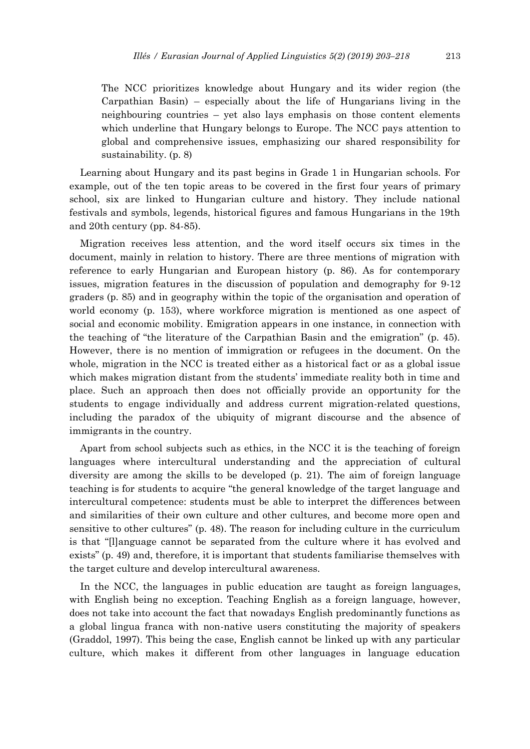> The NCC prioritizes knowledge about Hungary and its wider region (the Carpathian Basin) – especially about the life of Hungarians living in the neighbouring countries – yet also lays emphasis on those content elements which underline that Hungary belongs to Europe. The NCC pays attention to global and comprehensive issues, emphasizing our shared responsibility for sustainability. (p. 8)

Learning about Hungary and its past begins in Grade 1 in Hungarian schools. For example, out of the ten topic areas to be covered in the first four years of primary school, six are linked to Hungarian culture and history. They include national festivals and symbols, legends, historical figures and famous Hungarians in the 19th and 20th century (pp. 84-85).

Migration receives less attention, and the word itself occurs six times in the document, mainly in relation to history. There are three mentions of migration with reference to early Hungarian and European history (p. 86). As for contemporary issues, migration features in the discussion of population and demography for 9-12 graders (p. 85) and in geography within the topic of the organisation and operation of world economy (p. 153), where workforce migration is mentioned as one aspect of social and economic mobility. Emigration appears in one instance, in connection with the teaching of "the literature of the Carpathian Basin and the emigration" (p. 45). However, there is no mention of immigration or refugees in the document. On the whole, migration in the NCC is treated either as a historical fact or as a global issue which makes migration distant from the students' immediate reality both in time and place. Such an approach then does not officially provide an opportunity for the students to engage individually and address current migration-related questions, including the paradox of the ubiquity of migrant discourse and the absence of immigrants in the country.

Apart from school subjects such as ethics, in the NCC it is the teaching of foreign languages where intercultural understanding and the appreciation of cultural diversity are among the skills to be developed (p. 21). The aim of foreign language teaching is for students to acquire "the general knowledge of the target language and intercultural competence: students must be able to interpret the differences between and similarities of their own culture and other cultures, and become more open and sensitive to other cultures" (p. 48). The reason for including culture in the curriculum is that "[l]anguage cannot be separated from the culture where it has evolved and exists" (p. 49) and, therefore, it is important that students familiarise themselves with the target culture and develop intercultural awareness.

In the NCC, the languages in public education are taught as foreign languages, with English being no exception. Teaching English as a foreign language, however, does not take into account the fact that nowadays English predominantly functions as a global lingua franca with non-native users constituting the majority of speakers (Graddol, 1997). This being the case, English cannot be linked up with any particular culture, which makes it different from other languages in language education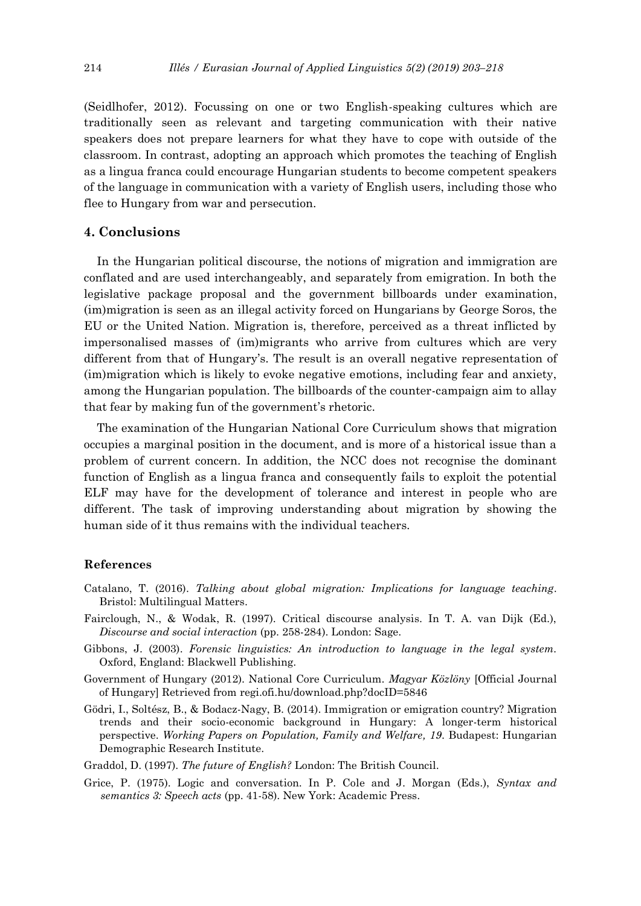(Seidlhofer, 2012). Focussing on one or two English-speaking cultures which are traditionally seen as relevant and targeting communication with their native speakers does not prepare learners for what they have to cope with outside of the classroom. In contrast, adopting an approach which promotes the teaching of English as a lingua franca could encourage Hungarian students to become competent speakers of the language in communication with a variety of English users, including those who flee to Hungary from war and persecution.

## 4. Conclusions

In the Hungarian political discourse, the notions of migration and immigration are conflated and are used interchangeably, and separately from emigration. In both the legislative package proposal and the government billboards under examination, (im)migration is seen as an illegal activity forced on Hungarians by George Soros, the EU or the United Nation. Migration is, therefore, perceived as a threat inflicted by impersonalised masses of (im)migrants who arrive from cultures which are very different from that of Hungary's. The result is an overall negative representation of (im)migration which is likely to evoke negative emotions, including fear and anxiety, among the Hungarian population. The billboards of the counter-campaign aim to allay that fear by making fun of the government's rhetoric.

The examination of the Hungarian National Core Curriculum shows that migration occupies a marginal position in the document, and is more of a historical issue than a problem of current concern. In addition, the NCC does not recognise the dominant function of English as a lingua franca and consequently fails to exploit the potential ELF may have for the development of tolerance and interest in people who are different. The task of improving understanding about migration by showing the human side of it thus remains with the individual teachers.

### References

Catalano, T. (2016). *Talking about global migration: Implications for language teaching*. Bristol: Multilingual Matters.

Fairclough, N., & Wodak, R. (1997). Critical discourse analysis. In T. A. van Dijk (Ed.), *Discourse and social interaction* (pp. 258-284). London: Sage.

Gibbons, J. (2003). *Forensic linguistics: An introduction to language in the legal system*. Oxford, England: Blackwell Publishing.

Government of Hungary (2012). National Core Curriculum. *Magyar Közlöny* [Official Journal of Hungary] Retrieved from regi.ofi.hu/download.php?docID=5846

Gödri, I., Soltész, B., & Bodacz-Nagy, B. (2014). Immigration or emigration country? Migration trends and their socio-economic background in Hungary: A longer-term historical perspective. *Working Papers on Population, Family and Welfare, 19*. Budapest: Hungarian Demographic Research Institute.

Graddol, D. (1997). *The future of English?* London: The British Council.

Grice, P. (1975). Logic and conversation. In P. Cole and J. Morgan (Eds.), *Syntax and semantics 3: Speech acts* (pp. 41-58). New York: Academic Press.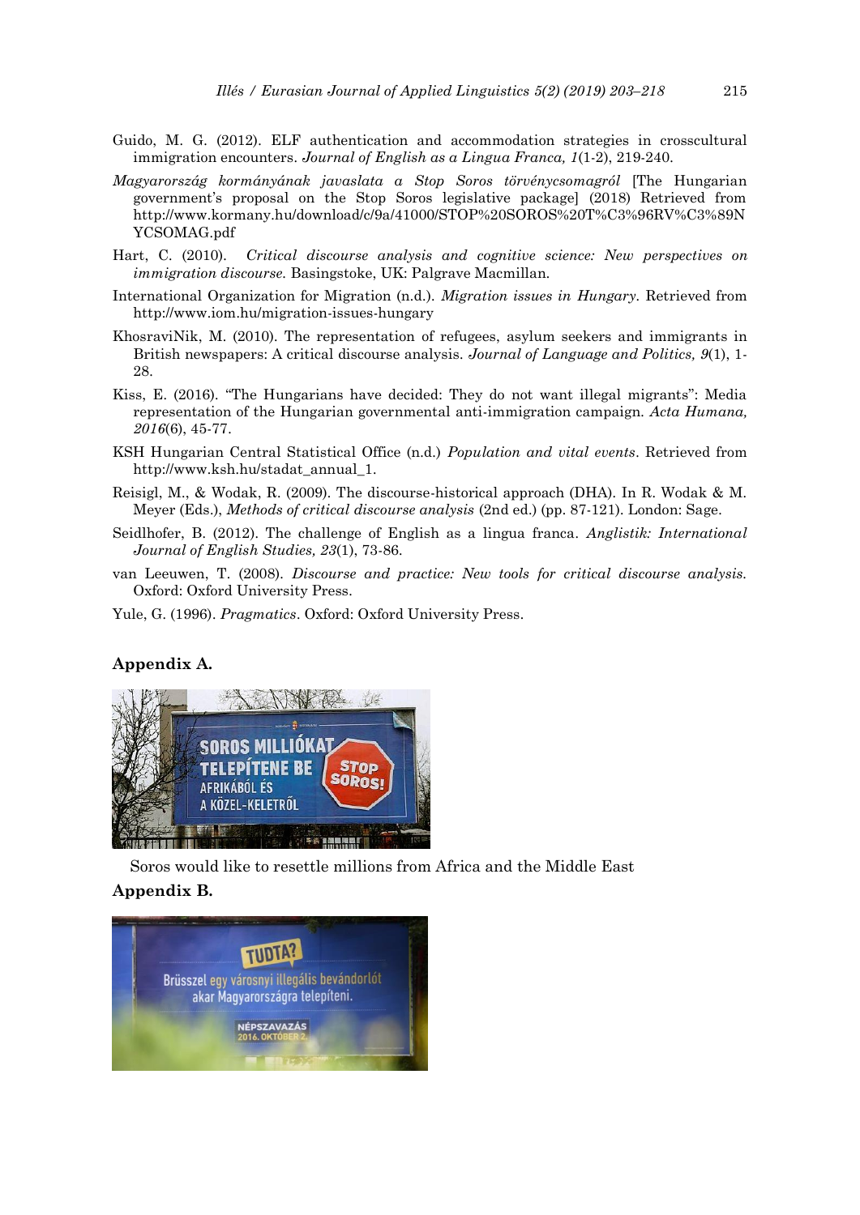Guido, M. G. (2012). ELF authentication and accommodation strategies in crosscultural immigration encounters. *Journal of English as a Lingua Franca, 1*(1-2), 219-240.

*Magyarország kormányának javaslata a Stop Soros törvénycsomagról* [The Hungarian government's proposal on the Stop Soros legislative package] (2018) Retrieved from http://www.kormany.hu/download/c/9a/41000/STOP%20SOROS%20T%C3%96RV%C3%89NYCSOMAG.pdf

Hart, C. (2010). *Critical discourse analysis and cognitive science: New perspectives on immigration discourse.* Basingstoke, UK: Palgrave Macmillan.

International Organization for Migration (n.d.). *Migration issues in Hungary*. Retrieved from http://www.iom.hu/migration-issues-hungary

KhosraviNik, M. (2010). The representation of refugees, asylum seekers and immigrants in British newspapers: A critical discourse analysis. *Journal of Language and Politics, 9*(1), 1-28.

Kiss, E. (2016). "The Hungarians have decided: They do not want illegal migrants": Media representation of the Hungarian governmental anti-immigration campaign. *Acta Humana, 2016*(6), 45-77.

KSH Hungarian Central Statistical Office (n.d.) *Population and vital events*. Retrieved from http://www.ksh.hu/stadat_annual_1.

Reisigl, M., & Wodak, R. (2009). The discourse-historical approach (DHA). In R. Wodak & M. Meyer (Eds.), *Methods of critical discourse analysis* (2nd ed.) (pp. 87-121). London: Sage.

Seidlhofer, B. (2012). The challenge of English as a lingua franca. *Anglistik: International Journal of English Studies, 23*(1), 73-86.

van Leeuwen, T. (2008). *Discourse and practice: New tools for critical discourse analysis.* Oxford: Oxford University Press.

Yule, G. (1996). *Pragmatics*. Oxford: Oxford University Press.

## Appendix A.

Soros would like to resettle millions from Africa and the Middle East

## Appendix B.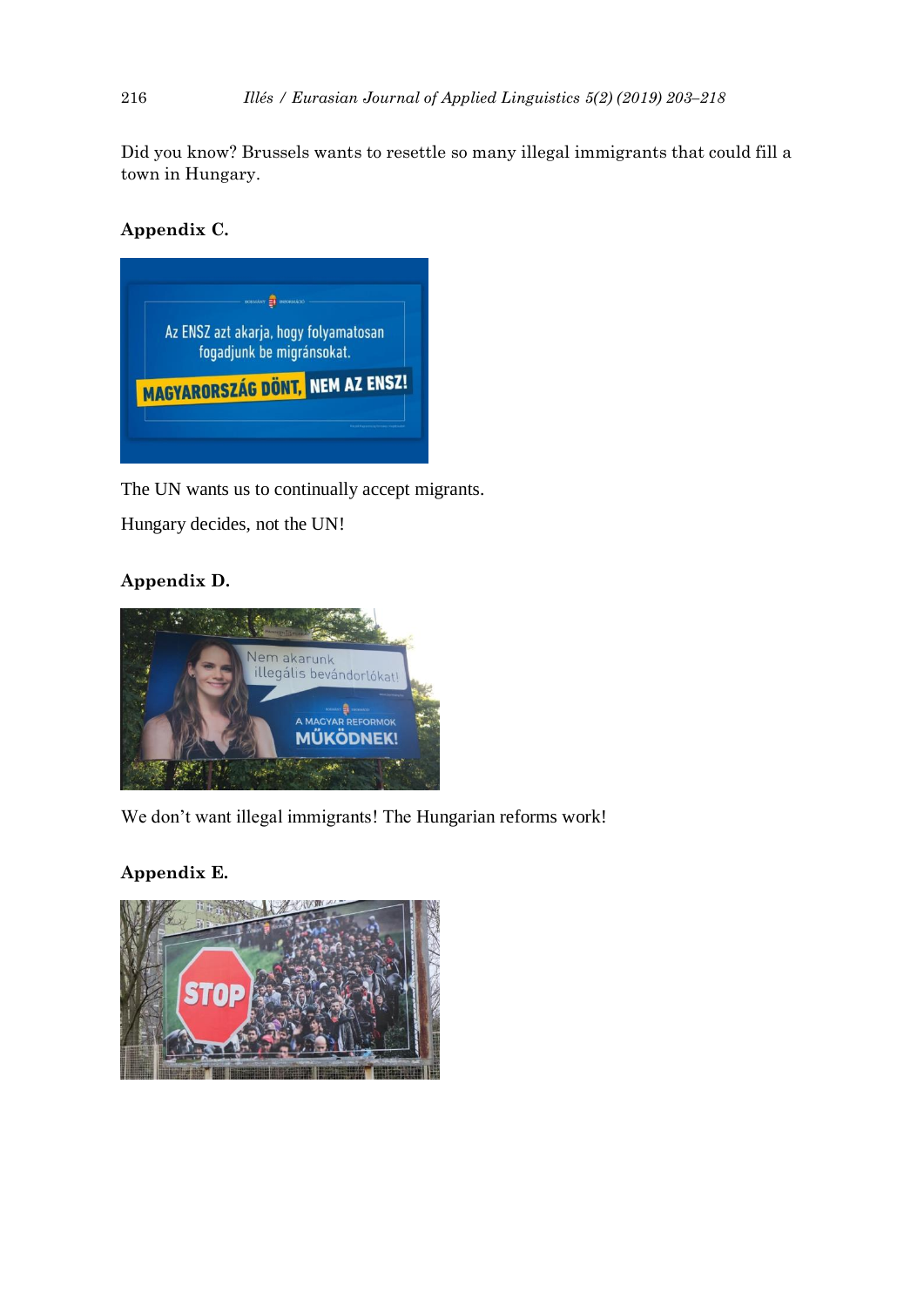Did you know? Brussels wants to resettle so many illegal immigrants that could fill a town in Hungary.

**Appendix C.**

The UN wants us to continually accept migrants.

Hungary decides, not the UN!

**Appendix D.**

We don't want illegal immigrants! The Hungarian reforms work!

**Appendix E.**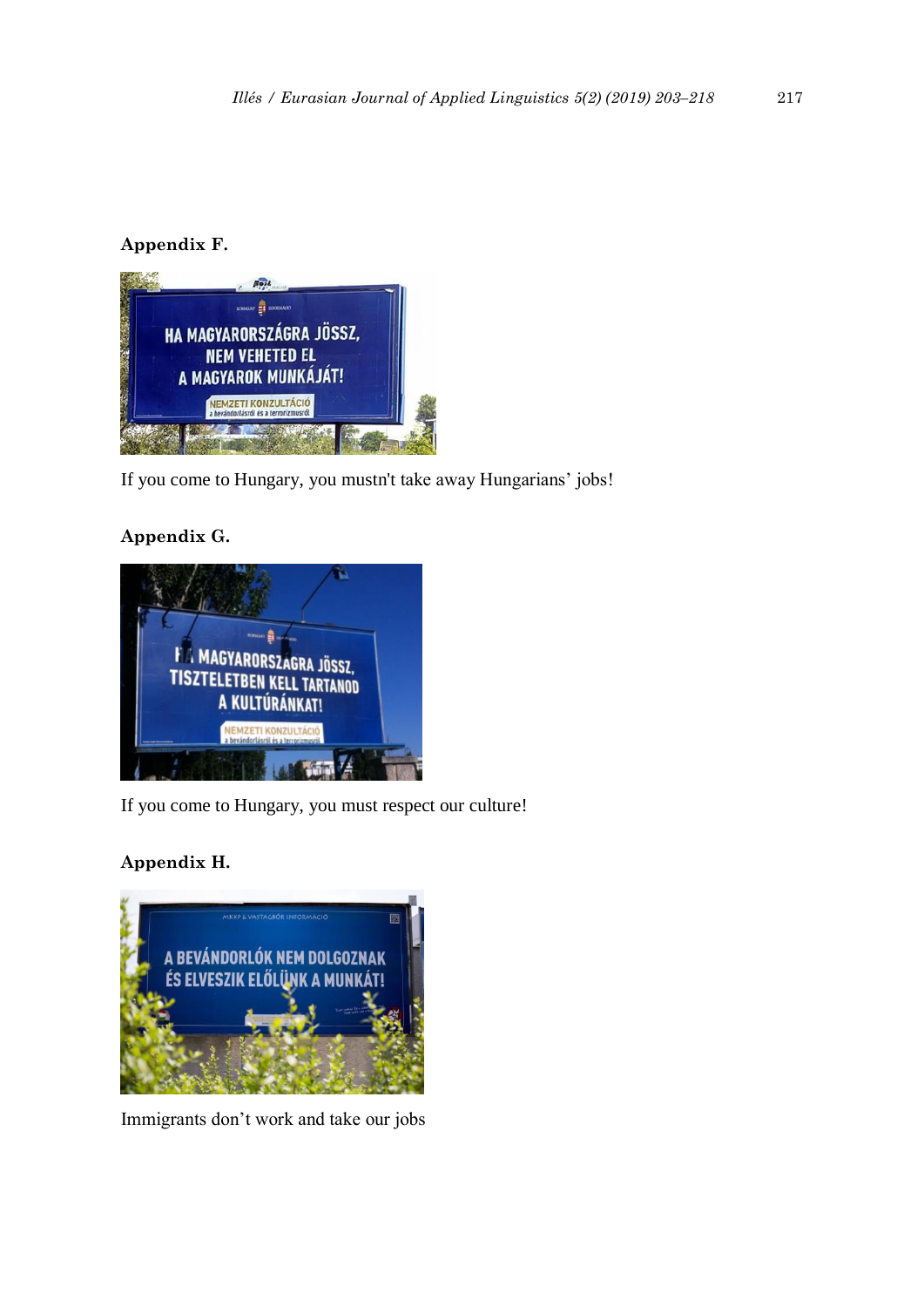**Appendix F.**

If you come to Hungary, you mustn't take away Hungarians' jobs!

**Appendix G.**

If you come to Hungary, you must respect our culture!

**Appendix H.**

Immigrants don't work and take our jobs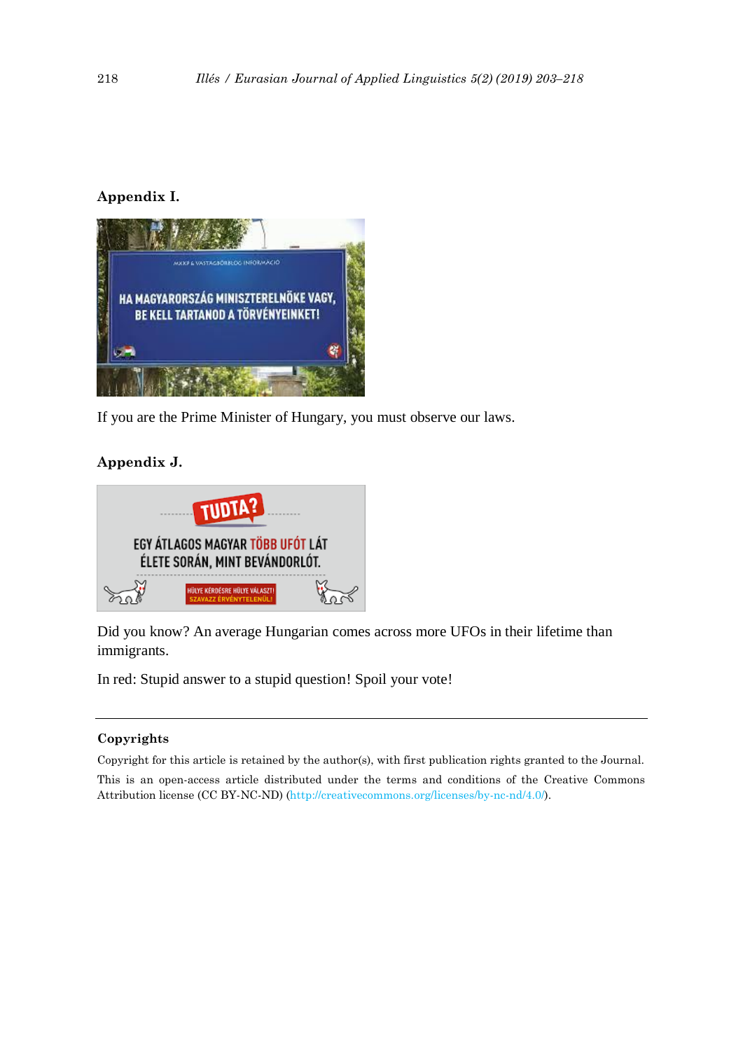## Appendix I.

If you are the Prime Minister of Hungary, you must observe our laws.

## Appendix J.

Did you know? An average Hungarian comes across more UFOs in their lifetime than immigrants.

In red: Stupid answer to a stupid question! Spoil your vote!

---

**Copyrights**

Copyright for this article is retained by the author(s), with first publication rights granted to the Journal. This is an open-access article distributed under the terms and conditions of the Creative Commons Attribution license (CC BY-NC-ND) (http://creativecommons.org/licenses/by-nc-nd/4.0/).